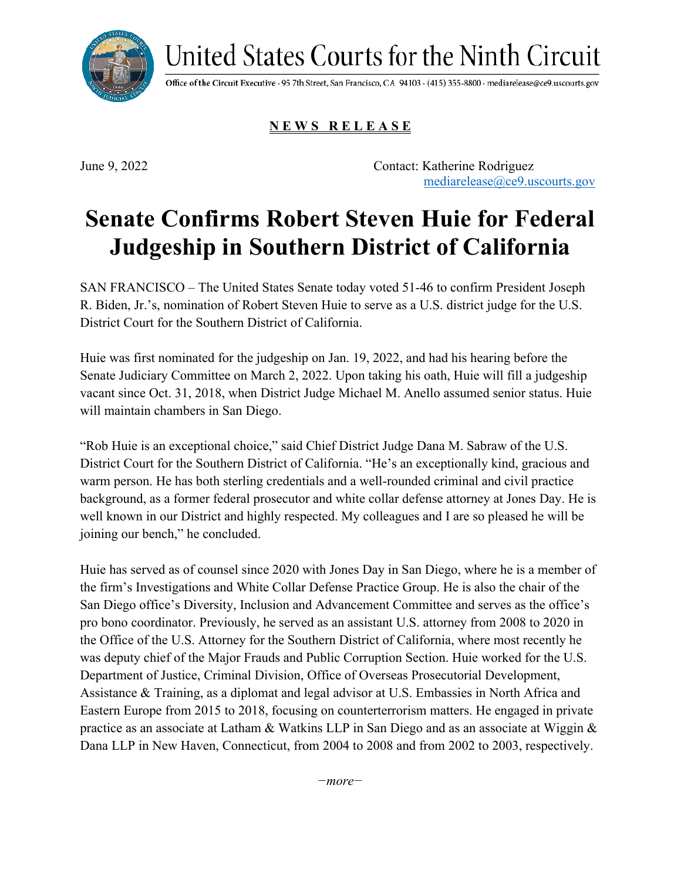United States Courts for the Ninth Circuit

Office of the Circuit Executive · 95 7th Street, San Francisco, CA 94103 · (415) 355-8800 · mediarelease@ce9.uscourts.gov

**N E W S   R E L E A S E**

June 9, 2022

Contact: Katherine Rodriguez
mediarelease@ce9.uscourts.gov

# Senate Confirms Robert Steven Huie for Federal Judgeship in Southern District of California

SAN FRANCISCO – The United States Senate today voted 51-46 to confirm President Joseph R. Biden, Jr.'s, nomination of Robert Steven Huie to serve as a U.S. district judge for the U.S. District Court for the Southern District of California.

Huie was first nominated for the judgeship on Jan. 19, 2022, and had his hearing before the Senate Judiciary Committee on March 2, 2022. Upon taking his oath, Huie will fill a judgeship vacant since Oct. 31, 2018, when District Judge Michael M. Anello assumed senior status. Huie will maintain chambers in San Diego.

"Rob Huie is an exceptional choice," said Chief District Judge Dana M. Sabraw of the U.S. District Court for the Southern District of California. "He's an exceptionally kind, gracious and warm person. He has both sterling credentials and a well-rounded criminal and civil practice background, as a former federal prosecutor and white collar defense attorney at Jones Day. He is well known in our District and highly respected. My colleagues and I are so pleased he will be joining our bench," he concluded.

Huie has served as of counsel since 2020 with Jones Day in San Diego, where he is a member of the firm's Investigations and White Collar Defense Practice Group. He is also the chair of the San Diego office's Diversity, Inclusion and Advancement Committee and serves as the office's pro bono coordinator. Previously, he served as an assistant U.S. attorney from 2008 to 2020 in the Office of the U.S. Attorney for the Southern District of California, where most recently he was deputy chief of the Major Frauds and Public Corruption Section. Huie worked for the U.S. Department of Justice, Criminal Division, Office of Overseas Prosecutorial Development, Assistance & Training, as a diplomat and legal advisor at U.S. Embassies in North Africa and Eastern Europe from 2015 to 2018, focusing on counterterrorism matters. He engaged in private practice as an associate at Latham & Watkins LLP in San Diego and as an associate at Wiggin & Dana LLP in New Haven, Connecticut, from 2004 to 2008 and from 2002 to 2003, respectively.

*−more−*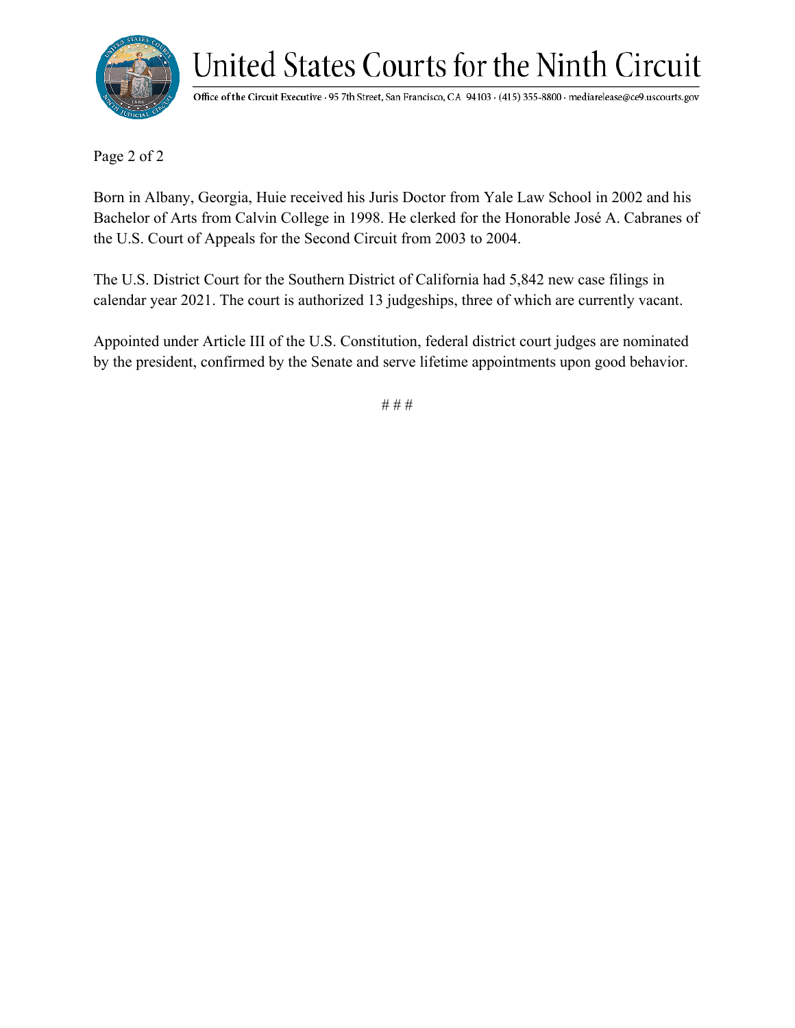Born in Albany, Georgia, Huie received his Juris Doctor from Yale Law School in 2002 and his Bachelor of Arts from Calvin College in 1998. He clerked for the Honorable José A. Cabranes of the U.S. Court of Appeals for the Second Circuit from 2003 to 2004.

The U.S. District Court for the Southern District of California had 5,842 new case filings in calendar year 2021. The court is authorized 13 judgeships, three of which are currently vacant.

Appointed under Article III of the U.S. Constitution, federal district court judges are nominated by the president, confirmed by the Senate and serve lifetime appointments upon good behavior.

# # #